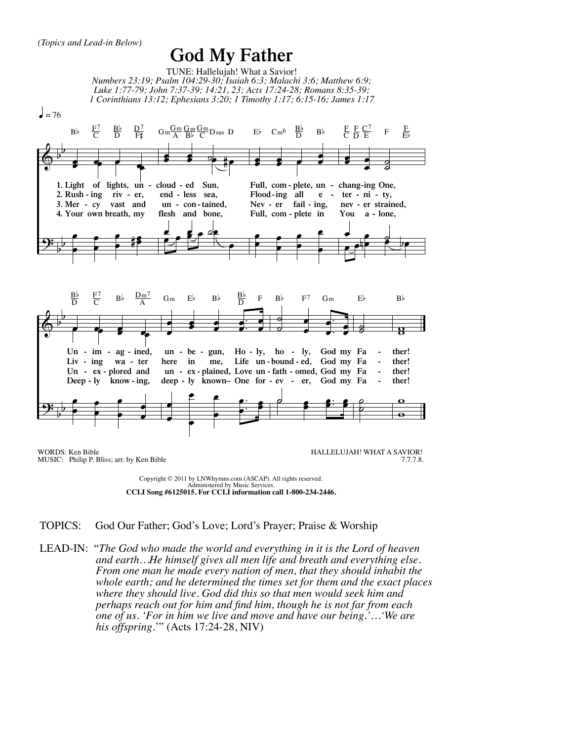*(Topics and Lead-in Below)*

# God My Father

TUNE: Hallelujah! What a Savior!

*Numbers 23:19; Psalm 104:29-30; Isaiah 6:3; Malachi 3:6; Matthew 6:9; Luke 1:77-79; John 7:37-39; 14:21, 23; Acts 17:24-28; Romans 8:35-39; 1 Corinthians 13:12; Ephesians 3:20; 1 Timothy 1:17; 6:15-16; James 1:17*

1. Light of lights, unclouded Sun,
Full, complete, unchanging One,
Unimagined, unbegun,
Holy, holy, God my Father!

2. Rushing river, endless sea,
Flooding all eternity,
Living water here in me,
Life unbounded, God my Father!

3. Mercy vast and uncontained,
Never failing, never strained,
Unexplored and unexplained,
Love unfathomed, God my Father!

4. Your own breath, my flesh and bone,
Full, complete in You alone,
Deeply knowing, deeply known–
One forever, God my Father!

WORDS: Ken Bible
MUSIC: Philip P. Bliss; arr. by Ken Bible

HALLELUJAH! WHAT A SAVIOR!
7.7.7.8.

Copyright © 2011 by LNWhymns.com (ASCAP). All rights reserved.
Administered by Music Services.
**CCLI Song #6125015. For CCLI information call 1-800-234-2446.**

TOPICS: God Our Father; God's Love; Lord's Prayer; Praise & Worship

LEAD-IN: "*The God who made the world and everything in it is the Lord of heaven and earth…He himself gives all men life and breath and everything else. From one man he made every nation of men, that they should inhabit the whole earth; and he determined the times set for them and the exact places where they should live. God did this so that men would seek him and perhaps reach out for him and find him, though he is not far from each one of us. 'For in him we live and move and have our being.'…'We are his offspring.*'" (Acts 17:24-28, NIV)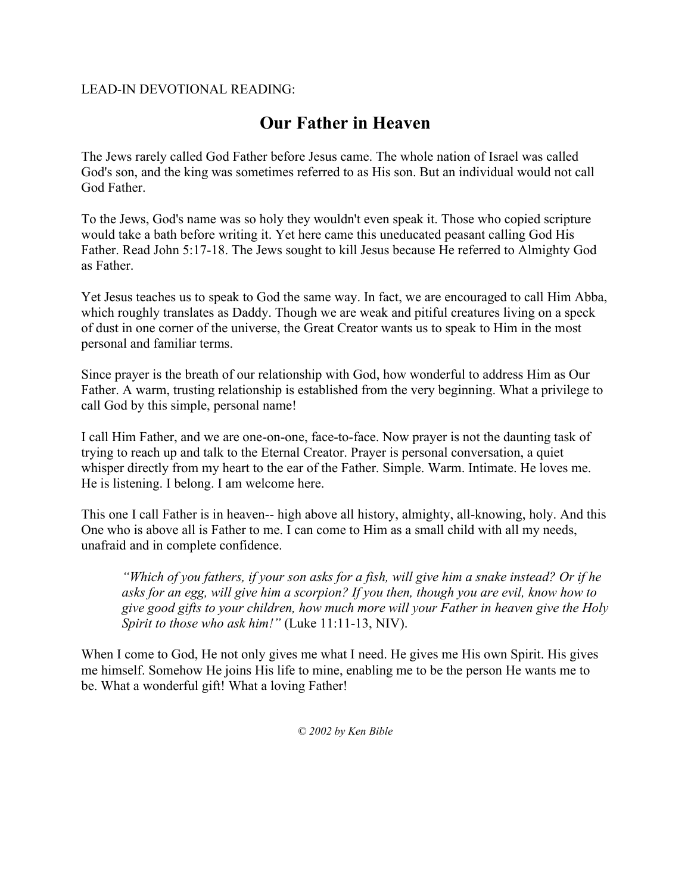LEAD-IN DEVOTIONAL READING:

# Our Father in Heaven

The Jews rarely called God Father before Jesus came. The whole nation of Israel was called God's son, and the king was sometimes referred to as His son. But an individual would not call God Father.

To the Jews, God's name was so holy they wouldn't even speak it. Those who copied scripture would take a bath before writing it. Yet here came this uneducated peasant calling God His Father. Read John 5:17-18. The Jews sought to kill Jesus because He referred to Almighty God as Father.

Yet Jesus teaches us to speak to God the same way. In fact, we are encouraged to call Him Abba, which roughly translates as Daddy. Though we are weak and pitiful creatures living on a speck of dust in one corner of the universe, the Great Creator wants us to speak to Him in the most personal and familiar terms.

Since prayer is the breath of our relationship with God, how wonderful to address Him as Our Father. A warm, trusting relationship is established from the very beginning. What a privilege to call God by this simple, personal name!

I call Him Father, and we are one-on-one, face-to-face. Now prayer is not the daunting task of trying to reach up and talk to the Eternal Creator. Prayer is personal conversation, a quiet whisper directly from my heart to the ear of the Father. Simple. Warm. Intimate. He loves me. He is listening. I belong. I am welcome here.

This one I call Father is in heaven-- high above all history, almighty, all-knowing, holy. And this One who is above all is Father to me. I can come to Him as a small child with all my needs, unafraid and in complete confidence.

> *"Which of you fathers, if your son asks for a fish, will give him a snake instead? Or if he asks for an egg, will give him a scorpion? If you then, though you are evil, know how to give good gifts to your children, how much more will your Father in heaven give the Holy Spirit to those who ask him!"* (Luke 11:11-13, NIV).

When I come to God, He not only gives me what I need. He gives me His own Spirit. His gives me himself. Somehow He joins His life to mine, enabling me to be the person He wants me to be. What a wonderful gift! What a loving Father!

*© 2002 by Ken Bible*